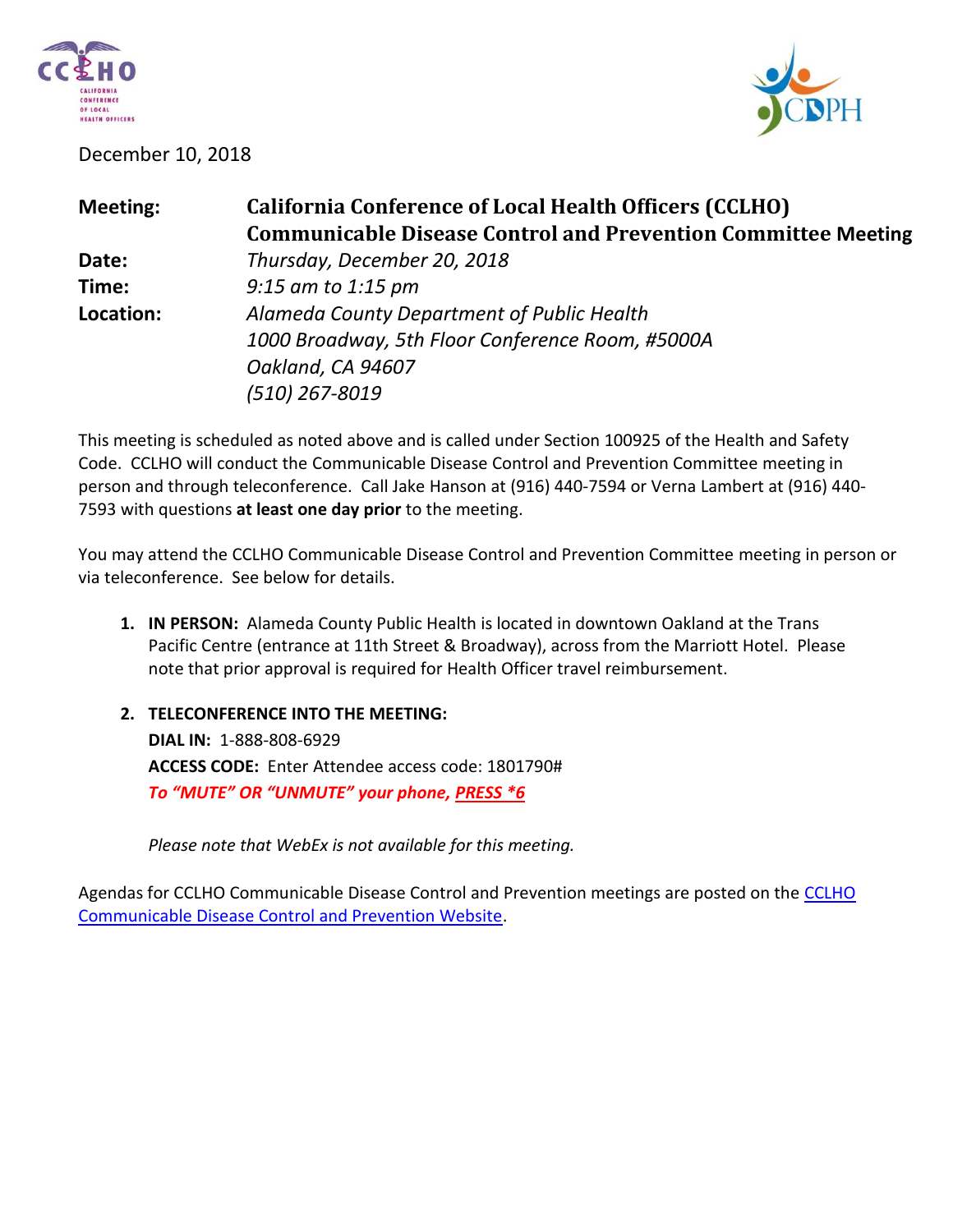December 10, 2018

**Meeting:** **California Conference of Local Health Officers (CCLHO) Communicable Disease Control and Prevention Committee Meeting**

**Date:** *Thursday, December 20, 2018*

**Time:** *9:15 am to 1:15 pm*

**Location:** *Alameda County Department of Public Health*
*1000 Broadway, 5th Floor Conference Room, #5000A*
*Oakland, CA 94607*
*(510) 267-8019*

This meeting is scheduled as noted above and is called under Section 100925 of the Health and Safety Code. CCLHO will conduct the Communicable Disease Control and Prevention Committee meeting in person and through teleconference. Call Jake Hanson at (916) 440-7594 or Verna Lambert at (916) 440-7593 with questions **at least one day prior** to the meeting.

You may attend the CCLHO Communicable Disease Control and Prevention Committee meeting in person or via teleconference. See below for details.

1. **IN PERSON:** Alameda County Public Health is located in downtown Oakland at the Trans Pacific Centre (entrance at 11th Street & Broadway), across from the Marriott Hotel. Please note that prior approval is required for Health Officer travel reimbursement.

2. **TELECONFERENCE INTO THE MEETING:**
   **DIAL IN:** 1-888-808-6929
   **ACCESS CODE:** Enter Attendee access code: 1801790#
   ***To "MUTE" OR "UNMUTE" your phone, PRESS *6***

   *Please note that WebEx is not available for this meeting.*

Agendas for CCLHO Communicable Disease Control and Prevention meetings are posted on the CCLHO Communicable Disease Control and Prevention Website.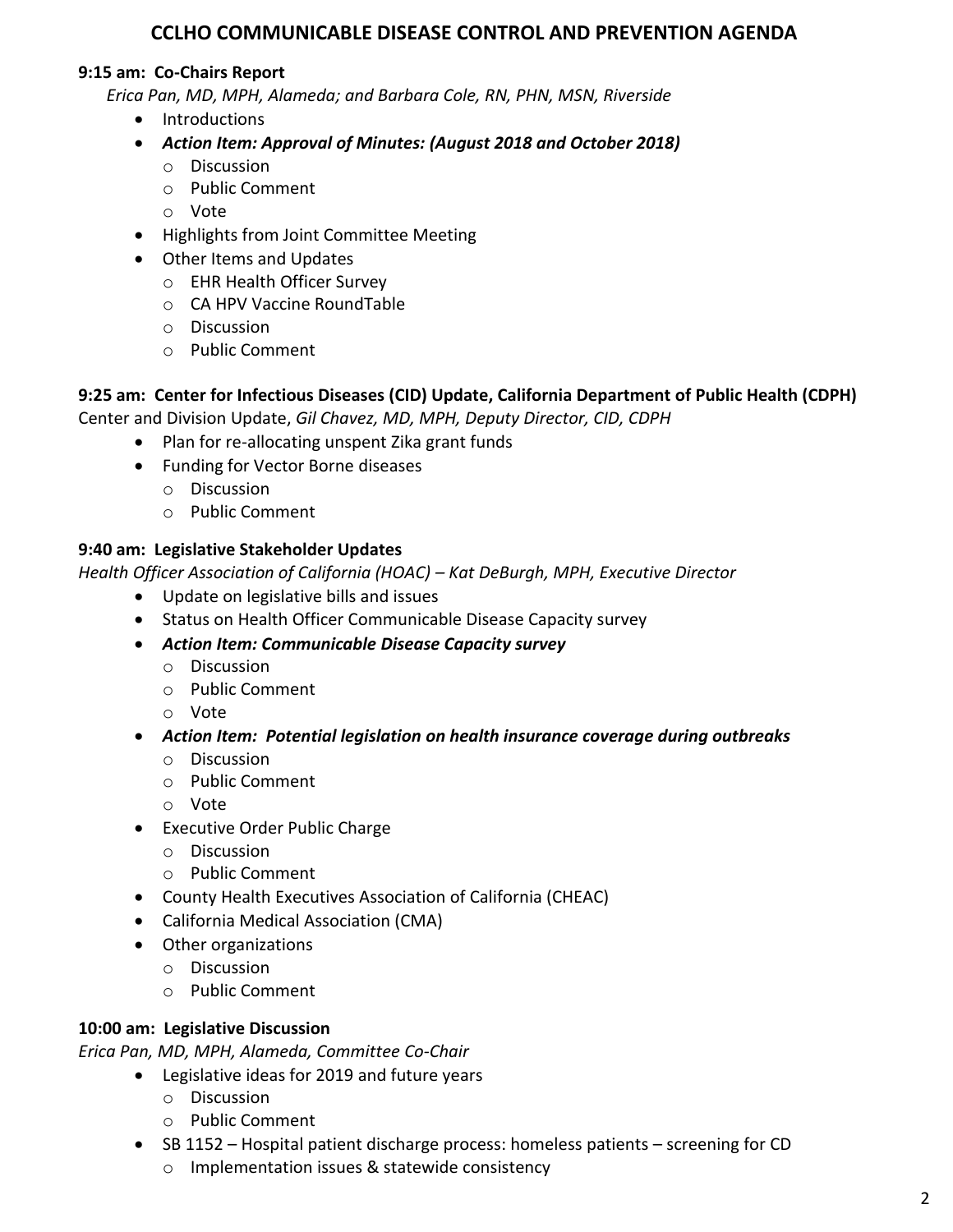# CCLHO COMMUNICABLE DISEASE CONTROL AND PREVENTION AGENDA

**9:15 am: Co-Chairs Report**

*Erica Pan, MD, MPH, Alameda; and Barbara Cole, RN, PHN, MSN, Riverside*

- Introductions
- ***Action Item: Approval of Minutes: (August 2018 and October 2018)***
  - Discussion
  - Public Comment
  - Vote
- Highlights from Joint Committee Meeting
- Other Items and Updates
  - EHR Health Officer Survey
  - CA HPV Vaccine RoundTable
  - Discussion
  - Public Comment

**9:25 am: Center for Infectious Diseases (CID) Update, California Department of Public Health (CDPH)**

Center and Division Update, *Gil Chavez, MD, MPH, Deputy Director, CID, CDPH*

- Plan for re-allocating unspent Zika grant funds
- Funding for Vector Borne diseases
  - Discussion
  - Public Comment

**9:40 am: Legislative Stakeholder Updates**

*Health Officer Association of California (HOAC) – Kat DeBurgh, MPH, Executive Director*

- Update on legislative bills and issues
- Status on Health Officer Communicable Disease Capacity survey
- ***Action Item: Communicable Disease Capacity survey***
  - Discussion
  - Public Comment
  - Vote
- ***Action Item: Potential legislation on health insurance coverage during outbreaks***
  - Discussion
  - Public Comment
  - Vote
- Executive Order Public Charge
  - Discussion
  - Public Comment
- County Health Executives Association of California (CHEAC)
- California Medical Association (CMA)
- Other organizations
  - Discussion
  - Public Comment

**10:00 am: Legislative Discussion**

*Erica Pan, MD, MPH, Alameda, Committee Co-Chair*

- Legislative ideas for 2019 and future years
  - Discussion
  - Public Comment
- SB 1152 – Hospital patient discharge process: homeless patients – screening for CD
  - Implementation issues & statewide consistency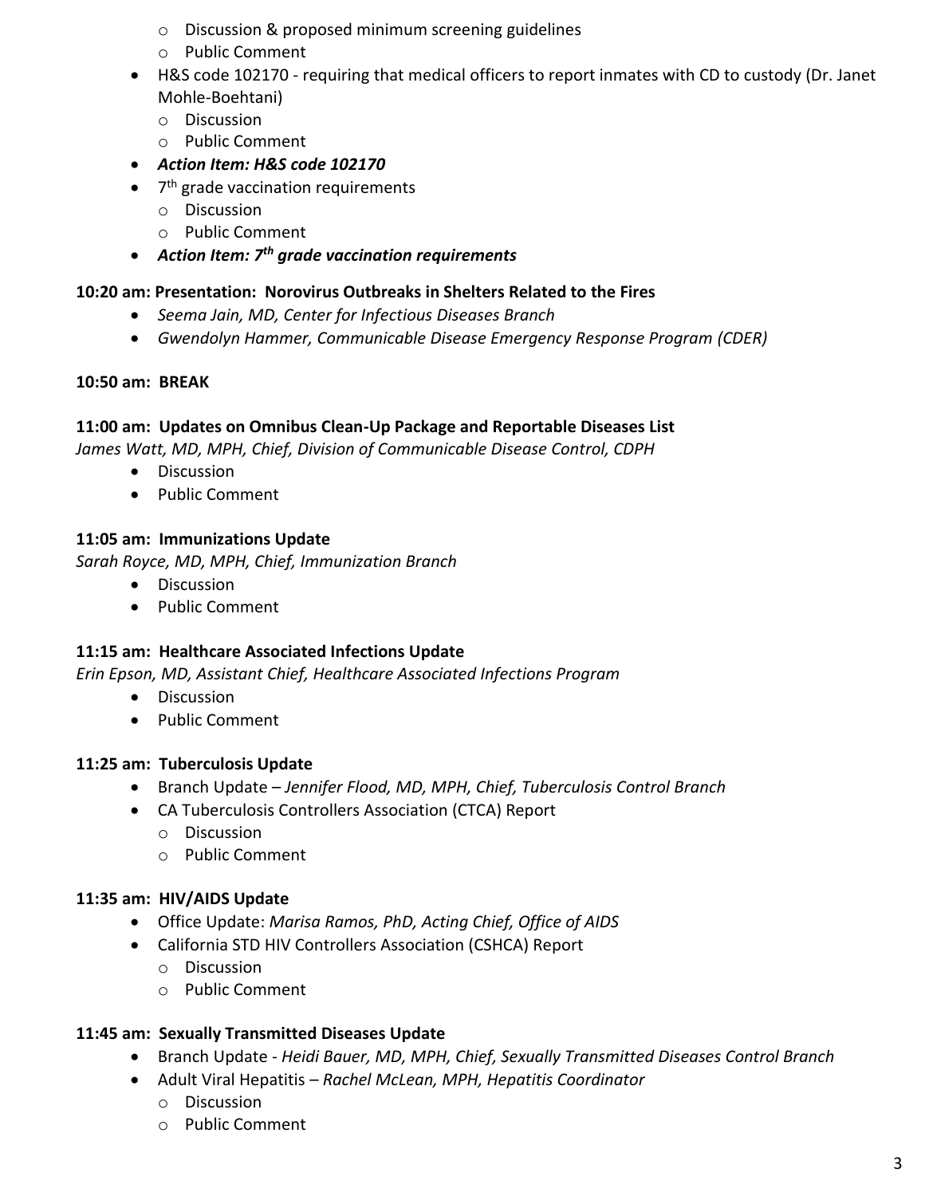- Discussion & proposed minimum screening guidelines
    - Public Comment
- H&S code 102170 - requiring that medical officers to report inmates with CD to custody (Dr. Janet Mohle-Boehtani)
    - Discussion
    - Public Comment
- ***Action Item: H&S code 102170***
- 7th grade vaccination requirements
    - Discussion
    - Public Comment
- ***Action Item: 7th grade vaccination requirements***

**10:20 am: Presentation: Norovirus Outbreaks in Shelters Related to the Fires**

- *Seema Jain, MD, Center for Infectious Diseases Branch*
- *Gwendolyn Hammer, Communicable Disease Emergency Response Program (CDER)*

**10:50 am: BREAK**

**11:00 am: Updates on Omnibus Clean-Up Package and Reportable Diseases List**

*James Watt, MD, MPH, Chief, Division of Communicable Disease Control, CDPH*

- Discussion
- Public Comment

**11:05 am: Immunizations Update**

*Sarah Royce, MD, MPH, Chief, Immunization Branch*

- Discussion
- Public Comment

**11:15 am: Healthcare Associated Infections Update**

*Erin Epson, MD, Assistant Chief, Healthcare Associated Infections Program*

- Discussion
- Public Comment

**11:25 am: Tuberculosis Update**

- Branch Update – *Jennifer Flood, MD, MPH, Chief, Tuberculosis Control Branch*
- CA Tuberculosis Controllers Association (CTCA) Report
    - Discussion
    - Public Comment

**11:35 am: HIV/AIDS Update**

- Office Update: *Marisa Ramos, PhD, Acting Chief, Office of AIDS*
- California STD HIV Controllers Association (CSHCA) Report
    - Discussion
    - Public Comment

**11:45 am: Sexually Transmitted Diseases Update**

- Branch Update - *Heidi Bauer, MD, MPH, Chief, Sexually Transmitted Diseases Control Branch*
- Adult Viral Hepatitis – *Rachel McLean, MPH, Hepatitis Coordinator*
    - Discussion
    - Public Comment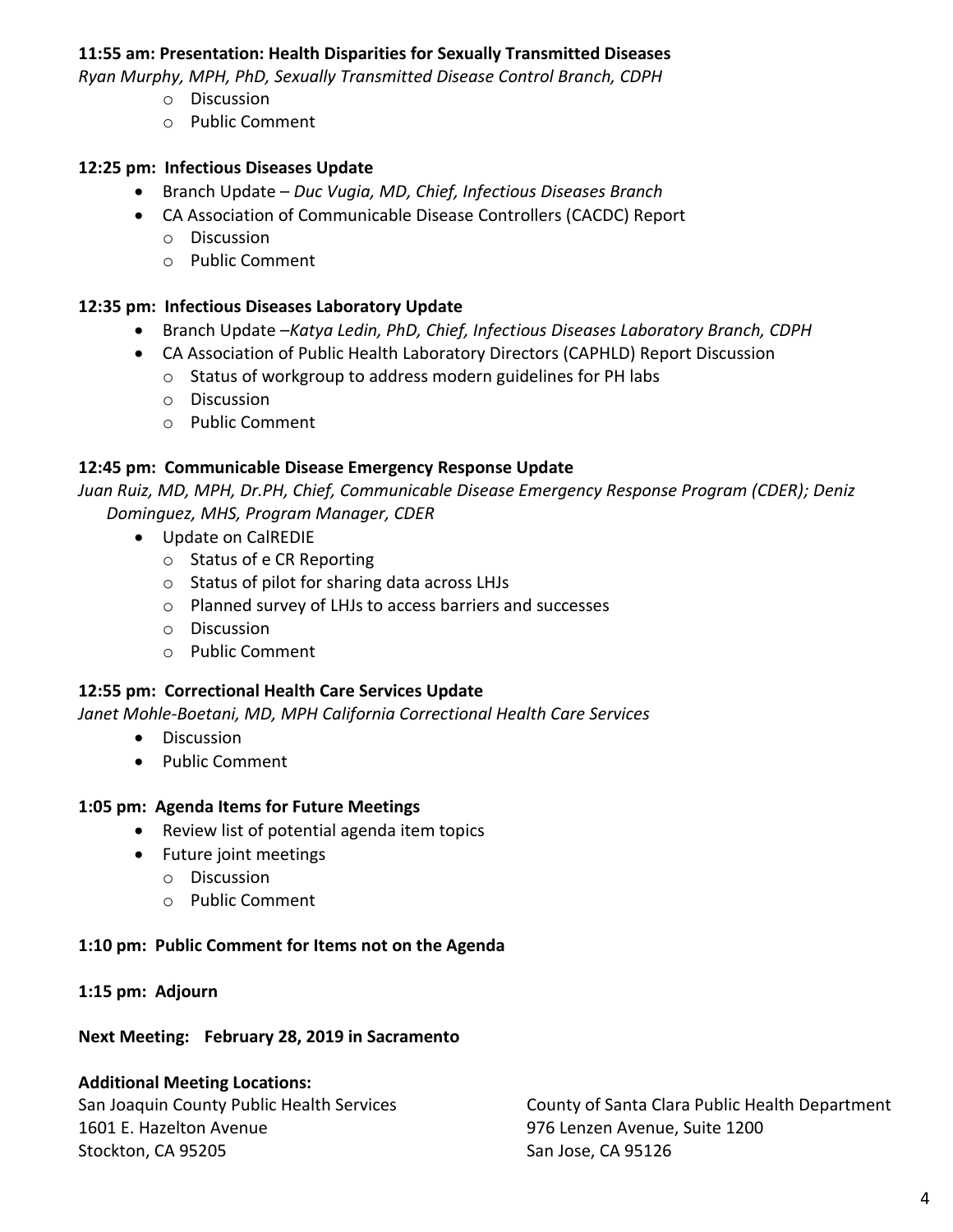**11:55 am: Presentation: Health Disparities for Sexually Transmitted Diseases**

*Ryan Murphy, MPH, PhD, Sexually Transmitted Disease Control Branch, CDPH*

- Discussion
- Public Comment

**12:25 pm: Infectious Diseases Update**

- Branch Update – *Duc Vugia, MD, Chief, Infectious Diseases Branch*
- CA Association of Communicable Disease Controllers (CACDC) Report
  - Discussion
  - Public Comment

**12:35 pm: Infectious Diseases Laboratory Update**

- Branch Update –*Katya Ledin, PhD, Chief, Infectious Diseases Laboratory Branch, CDPH*
- CA Association of Public Health Laboratory Directors (CAPHLD) Report Discussion
  - Status of workgroup to address modern guidelines for PH labs
  - Discussion
  - Public Comment

**12:45 pm: Communicable Disease Emergency Response Update**

*Juan Ruiz, MD, MPH, Dr.PH, Chief, Communicable Disease Emergency Response Program (CDER); Deniz Dominguez, MHS, Program Manager, CDER*

- Update on CalREDIE
  - Status of e CR Reporting
  - Status of pilot for sharing data across LHJs
  - Planned survey of LHJs to access barriers and successes
  - Discussion
  - Public Comment

**12:55 pm: Correctional Health Care Services Update**

*Janet Mohle-Boetani, MD, MPH California Correctional Health Care Services*

- Discussion
- Public Comment

**1:05 pm: Agenda Items for Future Meetings**

- Review list of potential agenda item topics
- Future joint meetings
  - Discussion
  - Public Comment

**1:10 pm: Public Comment for Items not on the Agenda**

**1:15 pm: Adjourn**

**Next Meeting: February 28, 2019 in Sacramento**

**Additional Meeting Locations:**

San Joaquin County Public Health Services
1601 E. Hazelton Avenue
Stockton, CA 95205

County of Santa Clara Public Health Department
976 Lenzen Avenue, Suite 1200
San Jose, CA 95126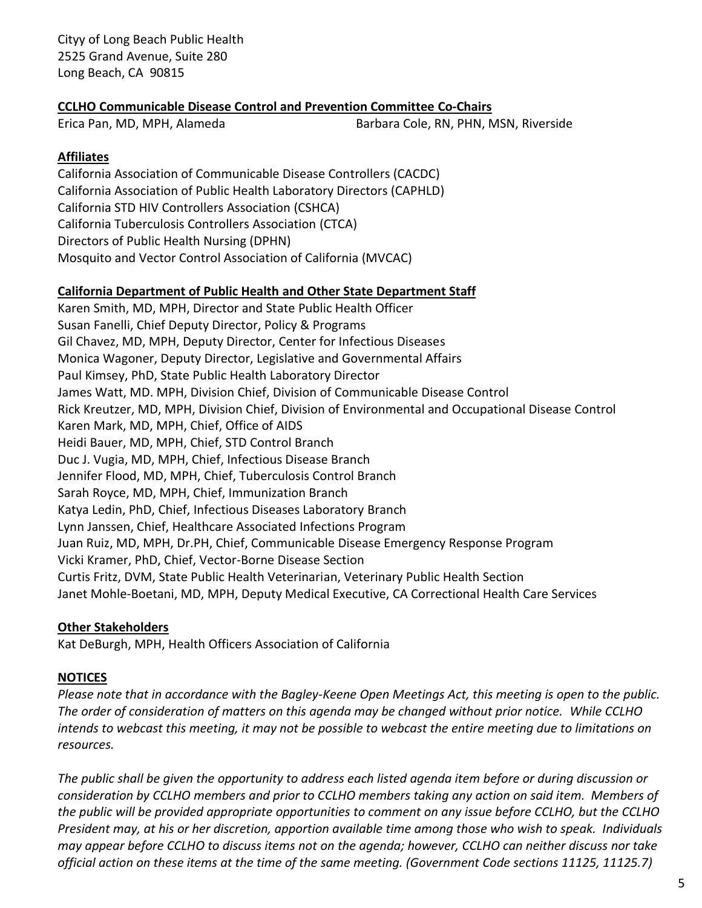Cityy of Long Beach Public Health
2525 Grand Avenue, Suite 280
Long Beach, CA 90815

**CCLHO Communicable Disease Control and Prevention Committee Co-Chairs**

Erica Pan, MD, MPH, Alameda
Barbara Cole, RN, PHN, MSN, Riverside

**Affiliates**

California Association of Communicable Disease Controllers (CACDC)
California Association of Public Health Laboratory Directors (CAPHLD)
California STD HIV Controllers Association (CSHCA)
California Tuberculosis Controllers Association (CTCA)
Directors of Public Health Nursing (DPHN)
Mosquito and Vector Control Association of California (MVCAC)

**California Department of Public Health and Other State Department Staff**

Karen Smith, MD, MPH, Director and State Public Health Officer
Susan Fanelli, Chief Deputy Director, Policy & Programs
Gil Chavez, MD, MPH, Deputy Director, Center for Infectious Diseases
Monica Wagoner, Deputy Director, Legislative and Governmental Affairs
Paul Kimsey, PhD, State Public Health Laboratory Director
James Watt, MD. MPH, Division Chief, Division of Communicable Disease Control
Rick Kreutzer, MD, MPH, Division Chief, Division of Environmental and Occupational Disease Control
Karen Mark, MD, MPH, Chief, Office of AIDS
Heidi Bauer, MD, MPH, Chief, STD Control Branch
Duc J. Vugia, MD, MPH, Chief, Infectious Disease Branch
Jennifer Flood, MD, MPH, Chief, Tuberculosis Control Branch
Sarah Royce, MD, MPH, Chief, Immunization Branch
Katya Ledin, PhD, Chief, Infectious Diseases Laboratory Branch
Lynn Janssen, Chief, Healthcare Associated Infections Program
Juan Ruiz, MD, MPH, Dr.PH, Chief, Communicable Disease Emergency Response Program
Vicki Kramer, PhD, Chief, Vector-Borne Disease Section
Curtis Fritz, DVM, State Public Health Veterinarian, Veterinary Public Health Section
Janet Mohle-Boetani, MD, MPH, Deputy Medical Executive, CA Correctional Health Care Services

**Other Stakeholders**

Kat DeBurgh, MPH, Health Officers Association of California

**NOTICES**

*Please note that in accordance with the Bagley-Keene Open Meetings Act, this meeting is open to the public. The order of consideration of matters on this agenda may be changed without prior notice. While CCLHO intends to webcast this meeting, it may not be possible to webcast the entire meeting due to limitations on resources.*

*The public shall be given the opportunity to address each listed agenda item before or during discussion or consideration by CCLHO members and prior to CCLHO members taking any action on said item. Members of the public will be provided appropriate opportunities to comment on any issue before CCLHO, but the CCLHO President may, at his or her discretion, apportion available time among those who wish to speak. Individuals may appear before CCLHO to discuss items not on the agenda; however, CCLHO can neither discuss nor take official action on these items at the time of the same meeting. (Government Code sections 11125, 11125.7)*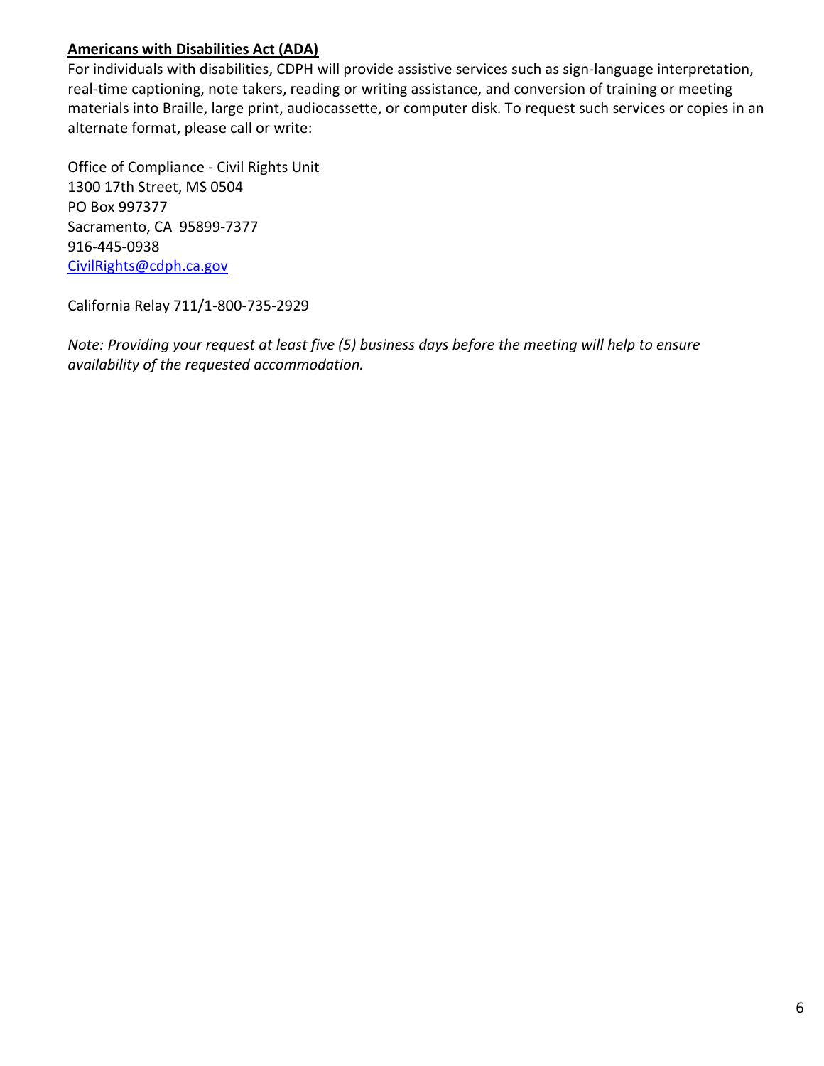**<u>Americans with Disabilities Act (ADA)</u>**

For individuals with disabilities, CDPH will provide assistive services such as sign-language interpretation, real-time captioning, note takers, reading or writing assistance, and conversion of training or meeting materials into Braille, large print, audiocassette, or computer disk. To request such services or copies in an alternate format, please call or write:

Office of Compliance - Civil Rights Unit
1300 17th Street, MS 0504
PO Box 997377
Sacramento, CA 95899-7377
916-445-0938
[CivilRights@cdph.ca.gov](mailto:CivilRights@cdph.ca.gov)

California Relay 711/1-800-735-2929

*Note: Providing your request at least five (5) business days before the meeting will help to ensure availability of the requested accommodation.*